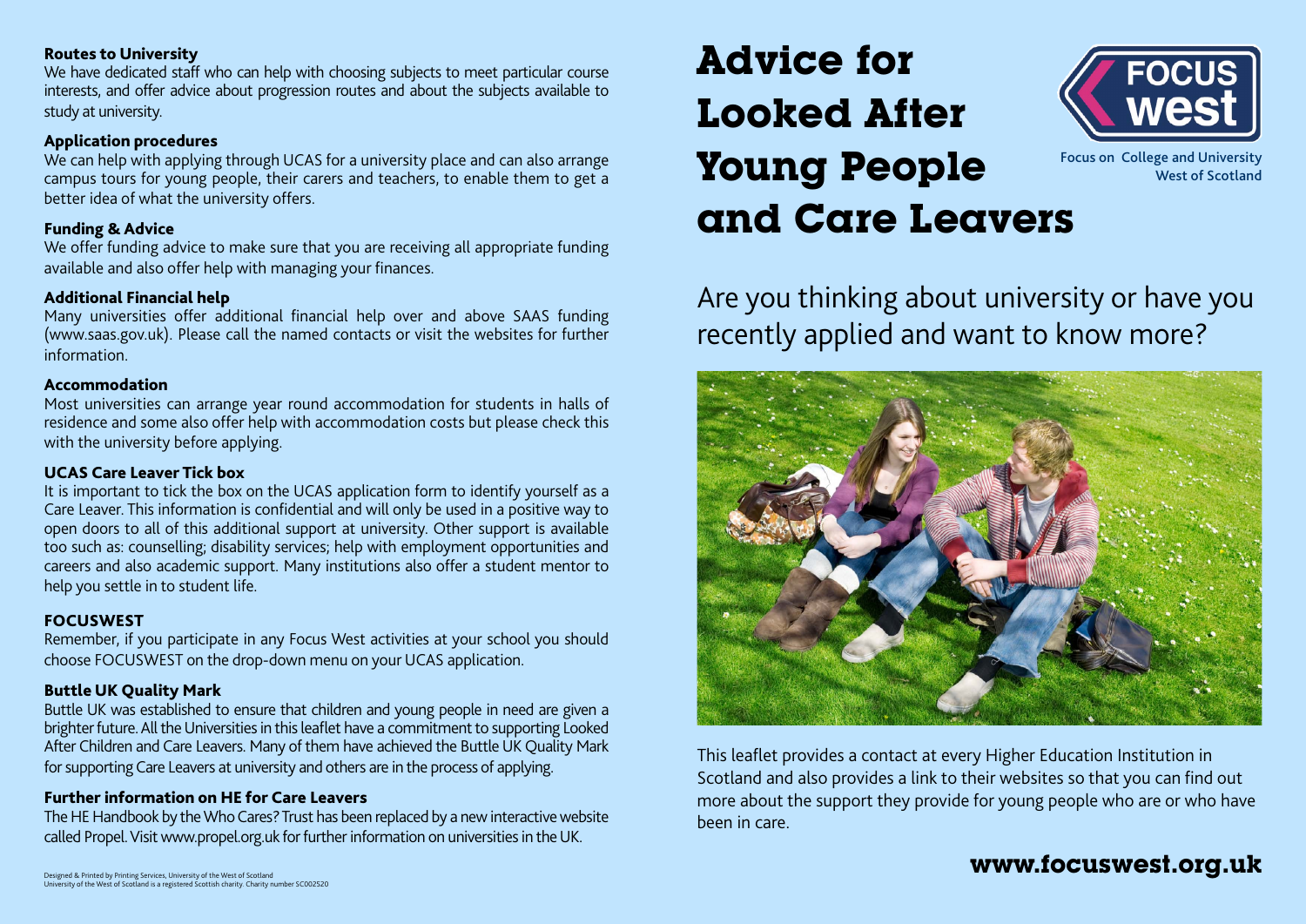## Routes to University

We have dedicated staff who can help with choosing subjects to meet particular course interests, and offer advice about progression routes and about the subjects available to study at university.

## Application procedures

We can help with applying through UCAS for a university place and can also arrange campus tours for young people, their carers and teachers, to enable them to get a better idea of what the university offers.

## Funding & Advice

We offer funding advice to make sure that you are receiving all appropriate funding available and also offer help with managing your finances.

## Additional Financial help

Many universities offer additional financial help over and above SAAS funding (www.saas.gov.uk). Please call the named contacts or visit the websites for further information.

## Accommodation

Most universities can arrange year round accommodation for students in halls of residence and some also offer help with accommodation costs but please check this with the university before applying.

## UCAS Care Leaver Tick box

It is important to tick the box on the UCAS application form to identify yourself as a Care Leaver. This information is confidential and will only be used in a positive way to open doors to all of this additional support at university. Other support is available too such as: counselling; disability services; help with employment opportunities and careers and also academic support. Many institutions also offer a student mentor to help you settle in to student life.

## FOCUSWEST

Remember, if you participate in any Focus West activities at your school you should choose FOCUSWEST on the drop-down menu on your UCAS application.

## Buttle UK Quality Mark

Buttle UK was established to ensure that children and young people in need are given a brighter future. All the Universities in this leaflet have a commitment to supporting Looked After Children and Care Leavers. Many of them have achieved the Buttle UK Quality Mark for supporting Care Leavers at university and others are in the process of applying.

## Further information on HE for Care Leavers

The HE Handbook by the Who Cares? Trust has been replaced by a new interactive website called Propel. Visit www.propel.org.uk for further information on universities in the UK.

Designed & Printed by Printing Services, University of the West of Scotland
University of the West of Scotland is a registered Scottish charity. Charity number SC002520

# Advice for Looked After Young People and Care Leavers

FOCUS west

Focus on College and University West of Scotland

Are you thinking about university or have you recently applied and want to know more?

This leaflet provides a contact at every Higher Education Institution in Scotland and also provides a link to their websites so that you can find out more about the support they provide for young people who are or who have been in care.

**www.focuswest.org.uk**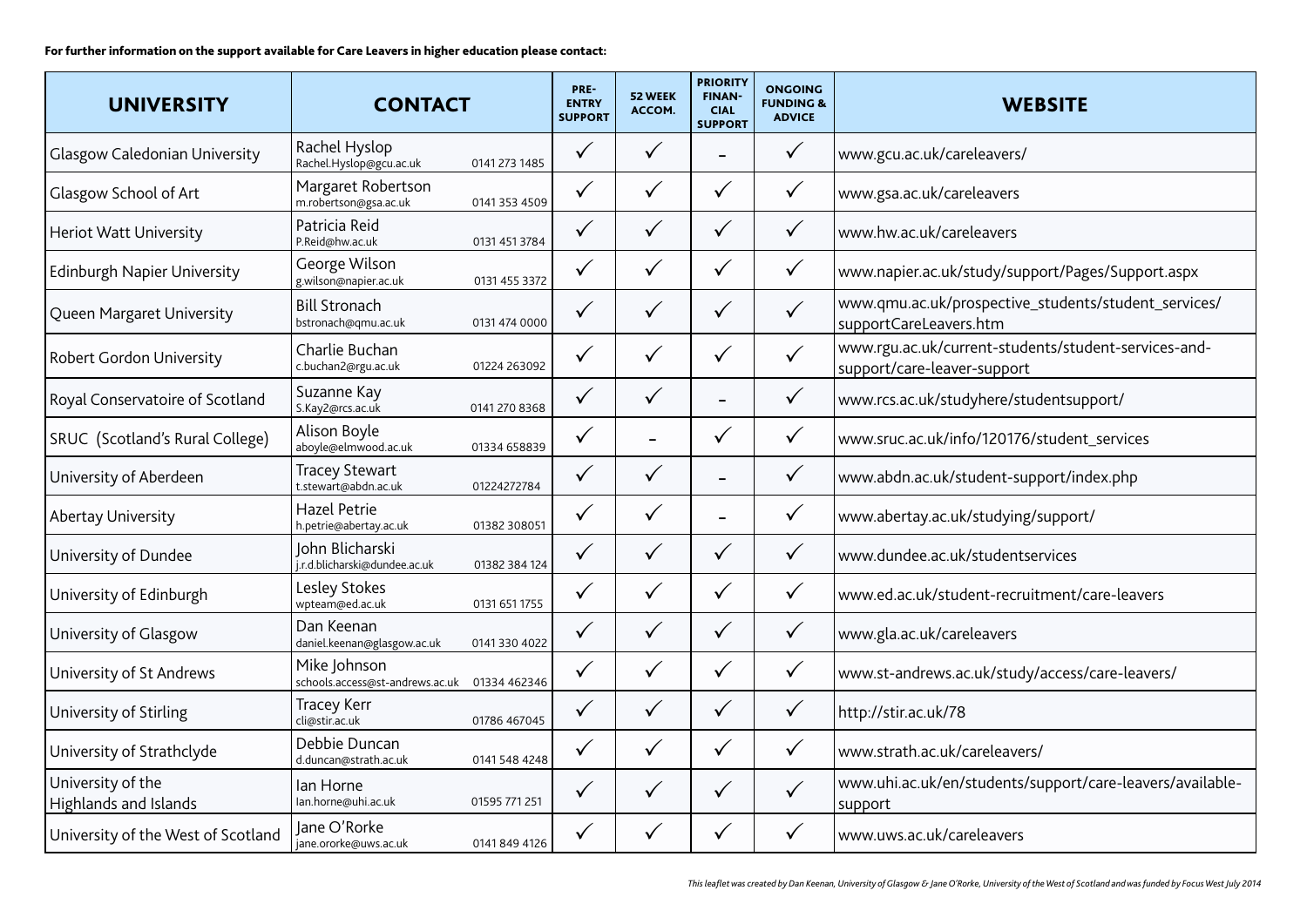**For further information on the support available for Care Leavers in higher education please contact:**

| UNIVERSITY | CONTACT | PRE-ENTRY SUPPORT | 52 WEEK ACCOM. | PRIORITY FINANCIAL SUPPORT | ONGOING FUNDING & ADVICE | WEBSITE |
|---|---|---|---|---|---|---|
| Glasgow Caledonian University | Rachel Hyslop<br>Rachel.Hyslop@gcu.ac.uk 0141 273 1485 | ✓ | ✓ | – | ✓ | www.gcu.ac.uk/careleavers/ |
| Glasgow School of Art | Margaret Robertson<br>m.robertson@gsa.ac.uk 0141 353 4509 | ✓ | ✓ | ✓ | ✓ | www.gsa.ac.uk/careleavers |
| Heriot Watt University | Patricia Reid<br>P.Reid@hw.ac.uk 0131 451 3784 | ✓ | ✓ | ✓ | ✓ | www.hw.ac.uk/careleavers |
| Edinburgh Napier University | George Wilson<br>g.wilson@napier.ac.uk 0131 455 3372 | ✓ | ✓ | ✓ | ✓ | www.napier.ac.uk/study/support/Pages/Support.aspx |
| Queen Margaret University | Bill Stronach<br>bstronach@qmu.ac.uk 0131 474 0000 | ✓ | ✓ | ✓ | ✓ | www.qmu.ac.uk/prospective_students/student_services/supportCareLeavers.htm |
| Robert Gordon University | Charlie Buchan<br>c.buchan2@rgu.ac.uk 01224 263092 | ✓ | ✓ | ✓ | ✓ | www.rgu.ac.uk/current-students/student-services-and-support/care-leaver-support |
| Royal Conservatoire of Scotland | Suzanne Kay<br>S.Kay2@rcs.ac.uk 0141 270 8368 | ✓ | ✓ | – | ✓ | www.rcs.ac.uk/studyhere/studentsupport/ |
| SRUC (Scotland's Rural College) | Alison Boyle<br>aboyle@elmwood.ac.uk 01334 658839 | ✓ | – | ✓ | ✓ | www.sruc.ac.uk/info/120176/student_services |
| University of Aberdeen | Tracey Stewart<br>t.stewart@abdn.ac.uk 01224272784 | ✓ | ✓ | – | ✓ | www.abdn.ac.uk/student-support/index.php |
| Abertay University | Hazel Petrie<br>h.petrie@abertay.ac.uk 01382 308051 | ✓ | ✓ | – | ✓ | www.abertay.ac.uk/studying/support/ |
| University of Dundee | John Blicharski<br>j.r.d.blicharski@dundee.ac.uk 01382 384 124 | ✓ | ✓ | ✓ | ✓ | www.dundee.ac.uk/studentservices |
| University of Edinburgh | Lesley Stokes<br>wpteam@ed.ac.uk 0131 651 1755 | ✓ | ✓ | ✓ | ✓ | www.ed.ac.uk/student-recruitment/care-leavers |
| University of Glasgow | Dan Keenan<br>daniel.keenan@glasgow.ac.uk 0141 330 4022 | ✓ | ✓ | ✓ | ✓ | www.gla.ac.uk/careleavers |
| University of St Andrews | Mike Johnson<br>schools.access@st-andrews.ac.uk 01334 462346 | ✓ | ✓ | ✓ | ✓ | www.st-andrews.ac.uk/study/access/care-leavers/ |
| University of Stirling | Tracey Kerr<br>cli@stir.ac.uk 01786 467045 | ✓ | ✓ | ✓ | ✓ | http://stir.ac.uk/78 |
| University of Strathclyde | Debbie Duncan<br>d.duncan@strath.ac.uk 0141 548 4248 | ✓ | ✓ | ✓ | ✓ | www.strath.ac.uk/careleavers/ |
| University of the Highlands and Islands | Ian Horne<br>Ian.horne@uhi.ac.uk 01595 771 251 | ✓ | ✓ | ✓ | ✓ | www.uhi.ac.uk/en/students/support/care-leavers/available-support |
| University of the West of Scotland | Jane O'Rorke<br>jane.ororke@uws.ac.uk 0141 849 4126 | ✓ | ✓ | ✓ | ✓ | www.uws.ac.uk/careleavers |

*This leaflet was created by Dan Keenan, University of Glasgow & Jane O'Rorke, University of the West of Scotland and was funded by Focus West July 2014*